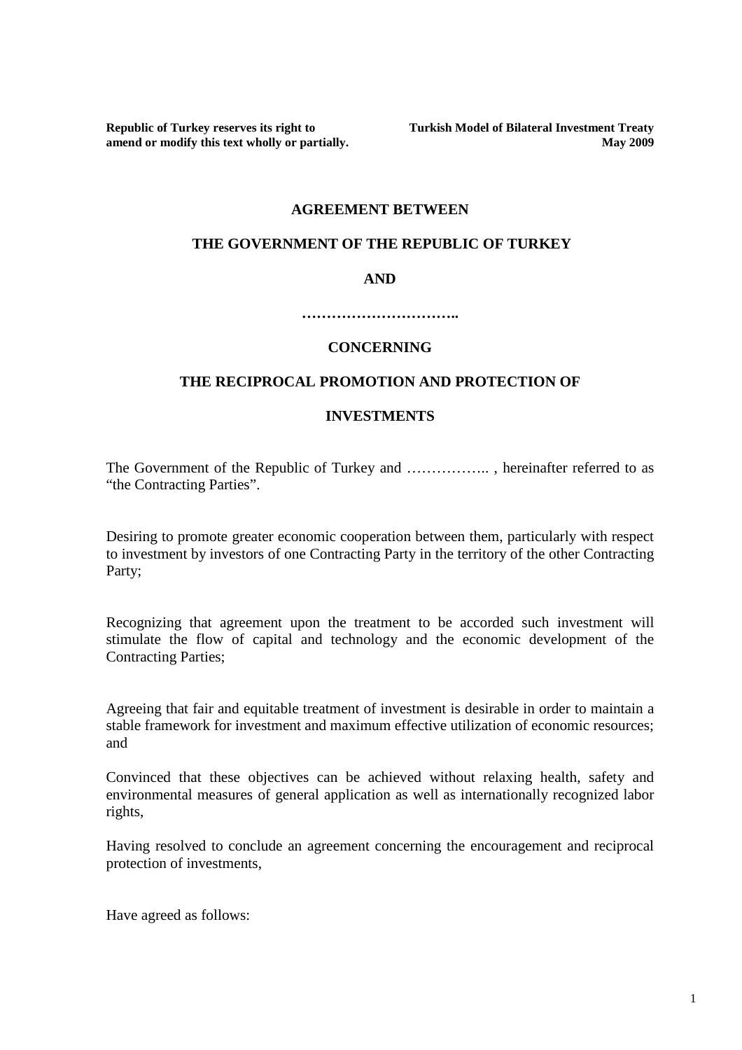**Republic of Turkey reserves its right to amend or modify this text wholly or partially.**

**Turkish Model of Bilateral Investment Treaty**
**May 2009**

# AGREEMENT BETWEEN

# THE GOVERNMENT OF THE REPUBLIC OF TURKEY

# AND

# …………………………..

# CONCERNING

# THE RECIPROCAL PROMOTION AND PROTECTION OF INVESTMENTS

The Government of the Republic of Turkey and …………….. , hereinafter referred to as "the Contracting Parties".

Desiring to promote greater economic cooperation between them, particularly with respect to investment by investors of one Contracting Party in the territory of the other Contracting Party;

Recognizing that agreement upon the treatment to be accorded such investment will stimulate the flow of capital and technology and the economic development of the Contracting Parties;

Agreeing that fair and equitable treatment of investment is desirable in order to maintain a stable framework for investment and maximum effective utilization of economic resources; and

Convinced that these objectives can be achieved without relaxing health, safety and environmental measures of general application as well as internationally recognized labor rights,

Having resolved to conclude an agreement concerning the encouragement and reciprocal protection of investments,

Have agreed as follows: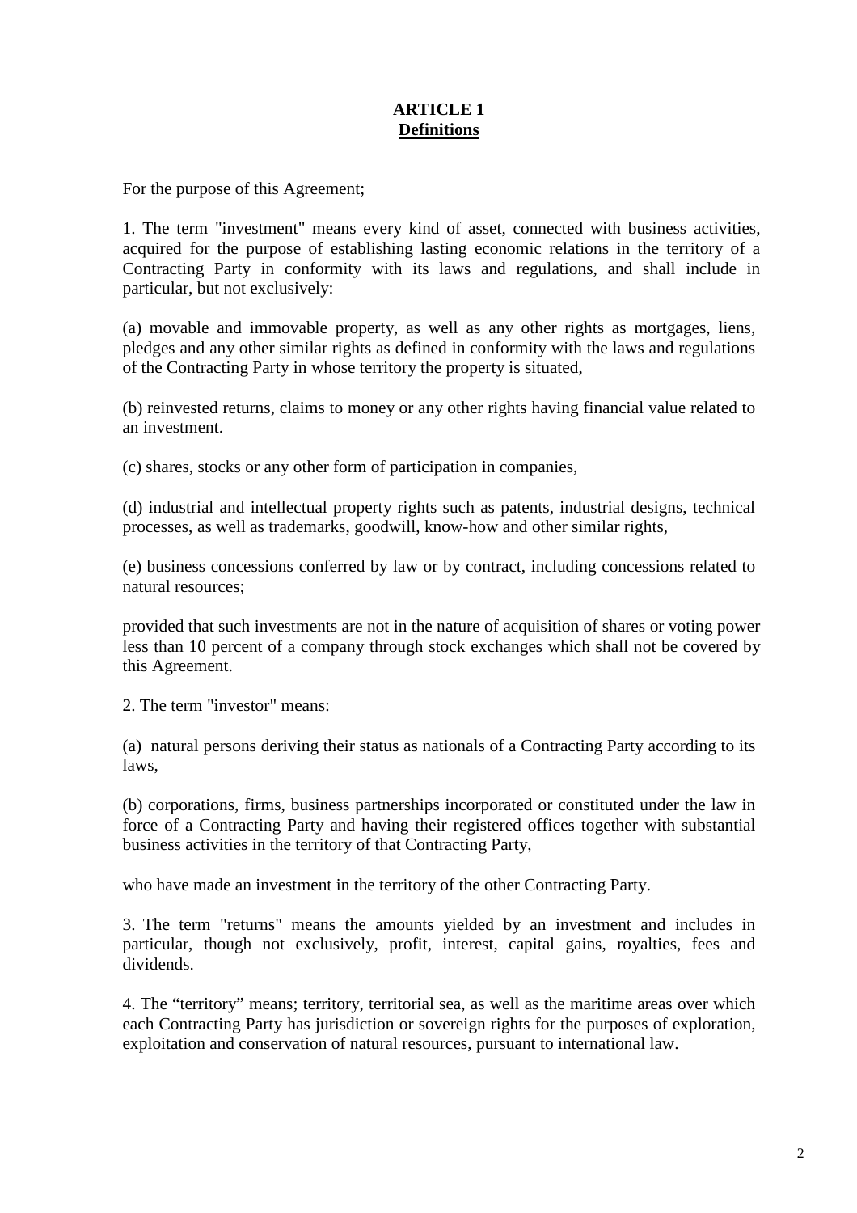## ARTICLE 1
## Definitions

For the purpose of this Agreement;

1. The term "investment" means every kind of asset, connected with business activities, acquired for the purpose of establishing lasting economic relations in the territory of a Contracting Party in conformity with its laws and regulations, and shall include in particular, but not exclusively:

(a) movable and immovable property, as well as any other rights as mortgages, liens, pledges and any other similar rights as defined in conformity with the laws and regulations of the Contracting Party in whose territory the property is situated,

(b) reinvested returns, claims to money or any other rights having financial value related to an investment.

(c) shares, stocks or any other form of participation in companies,

(d) industrial and intellectual property rights such as patents, industrial designs, technical processes, as well as trademarks, goodwill, know-how and other similar rights,

(e) business concessions conferred by law or by contract, including concessions related to natural resources;

provided that such investments are not in the nature of acquisition of shares or voting power less than 10 percent of a company through stock exchanges which shall not be covered by this Agreement.

2. The term "investor" means:

(a) natural persons deriving their status as nationals of a Contracting Party according to its laws,

(b) corporations, firms, business partnerships incorporated or constituted under the law in force of a Contracting Party and having their registered offices together with substantial business activities in the territory of that Contracting Party,

who have made an investment in the territory of the other Contracting Party.

3. The term "returns" means the amounts yielded by an investment and includes in particular, though not exclusively, profit, interest, capital gains, royalties, fees and dividends.

4. The "territory" means; territory, territorial sea, as well as the maritime areas over which each Contracting Party has jurisdiction or sovereign rights for the purposes of exploration, exploitation and conservation of natural resources, pursuant to international law.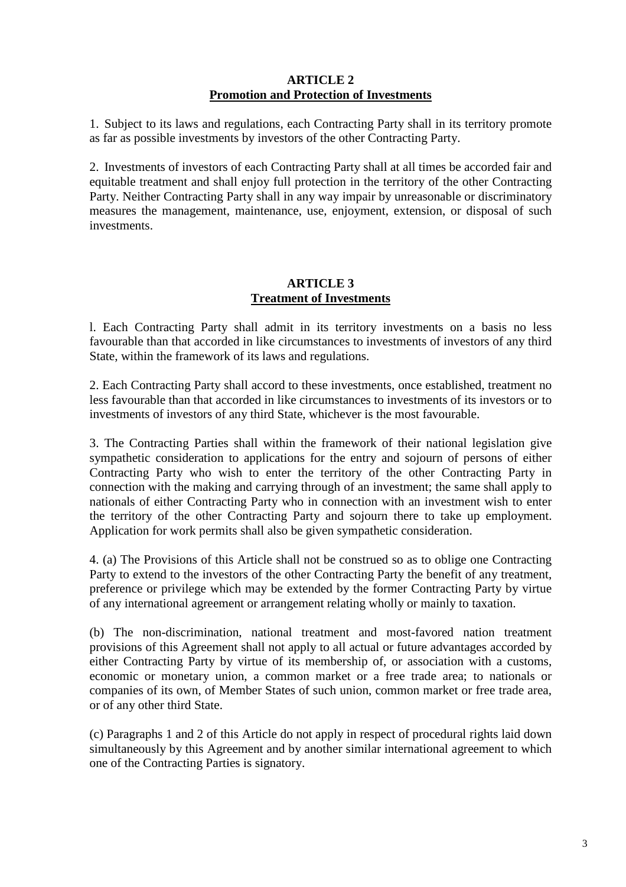## ARTICLE 2
## Promotion and Protection of Investments

1. Subject to its laws and regulations, each Contracting Party shall in its territory promote as far as possible investments by investors of the other Contracting Party.

2. Investments of investors of each Contracting Party shall at all times be accorded fair and equitable treatment and shall enjoy full protection in the territory of the other Contracting Party. Neither Contracting Party shall in any way impair by unreasonable or discriminatory measures the management, maintenance, use, enjoyment, extension, or disposal of such investments.

## ARTICLE 3
## Treatment of Investments

l. Each Contracting Party shall admit in its territory investments on a basis no less favourable than that accorded in like circumstances to investments of investors of any third State, within the framework of its laws and regulations.

2. Each Contracting Party shall accord to these investments, once established, treatment no less favourable than that accorded in like circumstances to investments of its investors or to investments of investors of any third State, whichever is the most favourable.

3. The Contracting Parties shall within the framework of their national legislation give sympathetic consideration to applications for the entry and sojourn of persons of either Contracting Party who wish to enter the territory of the other Contracting Party in connection with the making and carrying through of an investment; the same shall apply to nationals of either Contracting Party who in connection with an investment wish to enter the territory of the other Contracting Party and sojourn there to take up employment. Application for work permits shall also be given sympathetic consideration.

4. (a) The Provisions of this Article shall not be construed so as to oblige one Contracting Party to extend to the investors of the other Contracting Party the benefit of any treatment, preference or privilege which may be extended by the former Contracting Party by virtue of any international agreement or arrangement relating wholly or mainly to taxation.

(b) The non-discrimination, national treatment and most-favored nation treatment provisions of this Agreement shall not apply to all actual or future advantages accorded by either Contracting Party by virtue of its membership of, or association with a customs, economic or monetary union, a common market or a free trade area; to nationals or companies of its own, of Member States of such union, common market or free trade area, or of any other third State.

(c) Paragraphs 1 and 2 of this Article do not apply in respect of procedural rights laid down simultaneously by this Agreement and by another similar international agreement to which one of the Contracting Parties is signatory.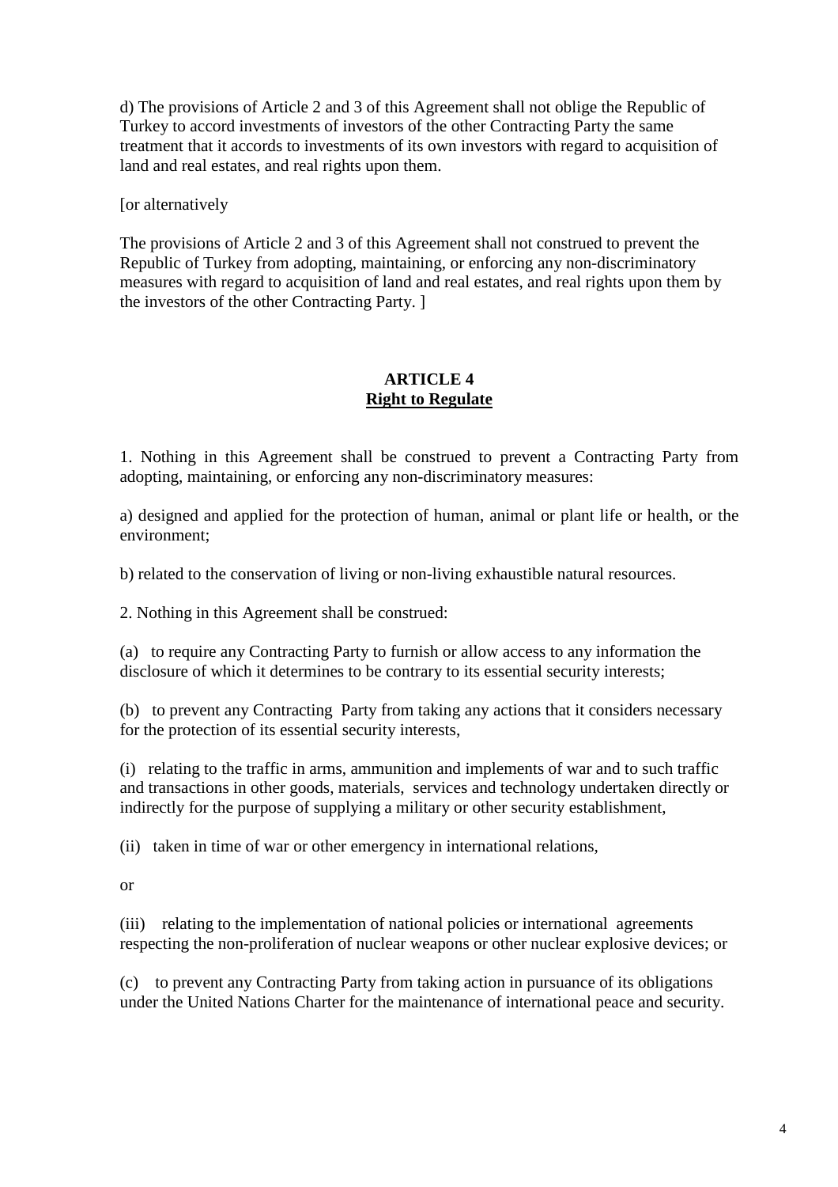d) The provisions of Article 2 and 3 of this Agreement shall not oblige the Republic of Turkey to accord investments of investors of the other Contracting Party the same treatment that it accords to investments of its own investors with regard to acquisition of land and real estates, and real rights upon them.

[or alternatively

The provisions of Article 2 and 3 of this Agreement shall not construed to prevent the Republic of Turkey from adopting, maintaining, or enforcing any non-discriminatory measures with regard to acquisition of land and real estates, and real rights upon them by the investors of the other Contracting Party. ]

## ARTICLE 4
## Right to Regulate

1. Nothing in this Agreement shall be construed to prevent a Contracting Party from adopting, maintaining, or enforcing any non-discriminatory measures:

a) designed and applied for the protection of human, animal or plant life or health, or the environment;

b) related to the conservation of living or non-living exhaustible natural resources.

2. Nothing in this Agreement shall be construed:

(a) to require any Contracting Party to furnish or allow access to any information the disclosure of which it determines to be contrary to its essential security interests;

(b) to prevent any Contracting Party from taking any actions that it considers necessary for the protection of its essential security interests,

(i) relating to the traffic in arms, ammunition and implements of war and to such traffic and transactions in other goods, materials, services and technology undertaken directly or indirectly for the purpose of supplying a military or other security establishment,

(ii) taken in time of war or other emergency in international relations,

or

(iii) relating to the implementation of national policies or international agreements respecting the non-proliferation of nuclear weapons or other nuclear explosive devices; or

(c) to prevent any Contracting Party from taking action in pursuance of its obligations under the United Nations Charter for the maintenance of international peace and security.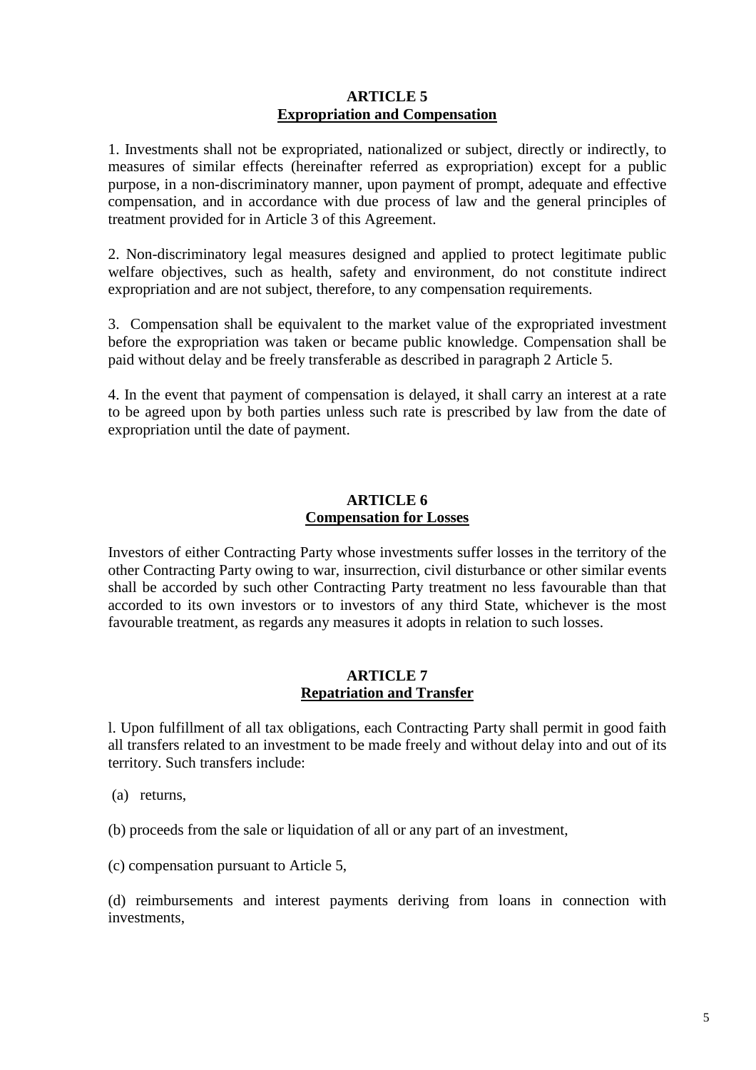**ARTICLE 5**
**Expropriation and Compensation**

1. Investments shall not be expropriated, nationalized or subject, directly or indirectly, to measures of similar effects (hereinafter referred as expropriation) except for a public purpose, in a non-discriminatory manner, upon payment of prompt, adequate and effective compensation, and in accordance with due process of law and the general principles of treatment provided for in Article 3 of this Agreement.

2. Non-discriminatory legal measures designed and applied to protect legitimate public welfare objectives, such as health, safety and environment, do not constitute indirect expropriation and are not subject, therefore, to any compensation requirements.

3. Compensation shall be equivalent to the market value of the expropriated investment before the expropriation was taken or became public knowledge. Compensation shall be paid without delay and be freely transferable as described in paragraph 2 Article 5.

4. In the event that payment of compensation is delayed, it shall carry an interest at a rate to be agreed upon by both parties unless such rate is prescribed by law from the date of expropriation until the date of payment.

**ARTICLE 6**
**Compensation for Losses**

Investors of either Contracting Party whose investments suffer losses in the territory of the other Contracting Party owing to war, insurrection, civil disturbance or other similar events shall be accorded by such other Contracting Party treatment no less favourable than that accorded to its own investors or to investors of any third State, whichever is the most favourable treatment, as regards any measures it adopts in relation to such losses.

**ARTICLE 7**
**Repatriation and Transfer**

l. Upon fulfillment of all tax obligations, each Contracting Party shall permit in good faith all transfers related to an investment to be made freely and without delay into and out of its territory. Such transfers include:

(a) returns,

(b) proceeds from the sale or liquidation of all or any part of an investment,

(c) compensation pursuant to Article 5,

(d) reimbursements and interest payments deriving from loans in connection with investments,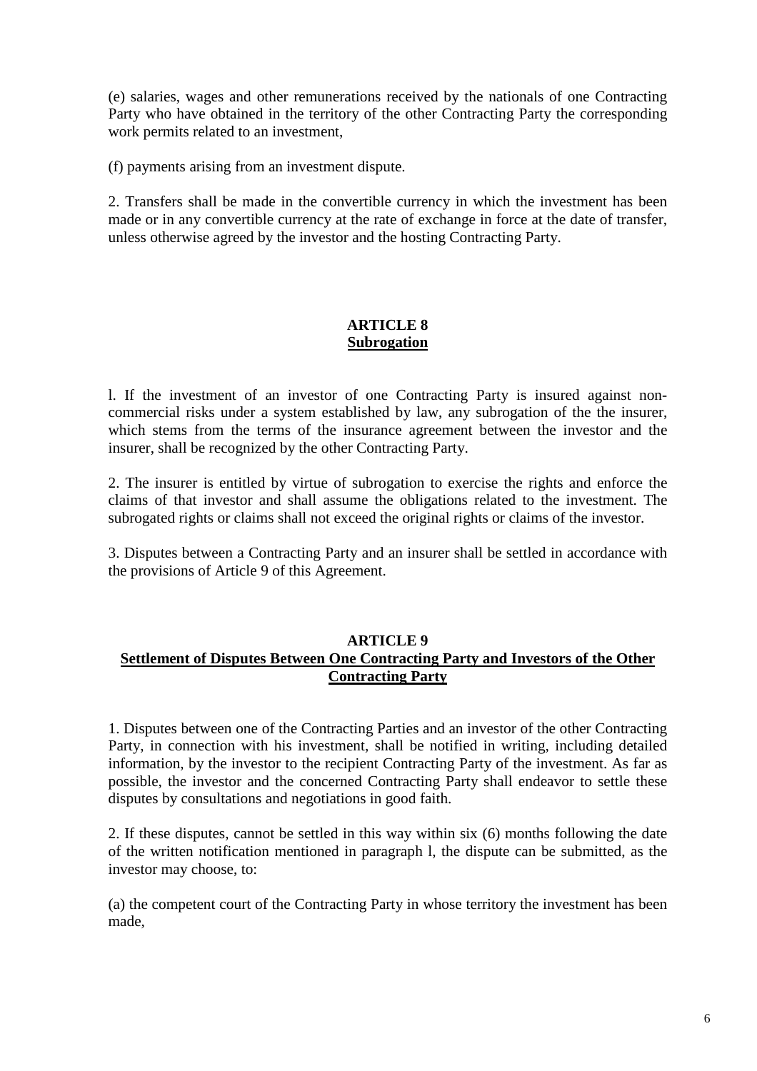(e) salaries, wages and other remunerations received by the nationals of one Contracting Party who have obtained in the territory of the other Contracting Party the corresponding work permits related to an investment,

(f) payments arising from an investment dispute.

2. Transfers shall be made in the convertible currency in which the investment has been made or in any convertible currency at the rate of exchange in force at the date of transfer, unless otherwise agreed by the investor and the hosting Contracting Party.

## ARTICLE 8
## Subrogation

l. If the investment of an investor of one Contracting Party is insured against non-commercial risks under a system established by law, any subrogation of the the insurer, which stems from the terms of the insurance agreement between the investor and the insurer, shall be recognized by the other Contracting Party.

2. The insurer is entitled by virtue of subrogation to exercise the rights and enforce the claims of that investor and shall assume the obligations related to the investment. The subrogated rights or claims shall not exceed the original rights or claims of the investor.

3. Disputes between a Contracting Party and an insurer shall be settled in accordance with the provisions of Article 9 of this Agreement.

## ARTICLE 9
## Settlement of Disputes Between One Contracting Party and Investors of the Other Contracting Party

1. Disputes between one of the Contracting Parties and an investor of the other Contracting Party, in connection with his investment, shall be notified in writing, including detailed information, by the investor to the recipient Contracting Party of the investment. As far as possible, the investor and the concerned Contracting Party shall endeavor to settle these disputes by consultations and negotiations in good faith.

2. If these disputes, cannot be settled in this way within six (6) months following the date of the written notification mentioned in paragraph l, the dispute can be submitted, as the investor may choose, to:

(a) the competent court of the Contracting Party in whose territory the investment has been made,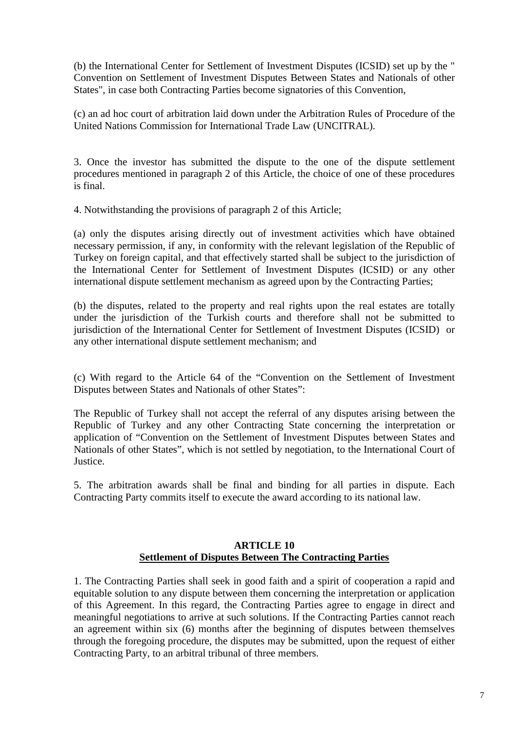(b) the International Center for Settlement of Investment Disputes (ICSID) set up by the " Convention on Settlement of Investment Disputes Between States and Nationals of other States", in case both Contracting Parties become signatories of this Convention,

(c) an ad hoc court of arbitration laid down under the Arbitration Rules of Procedure of the United Nations Commission for International Trade Law (UNCITRAL).

3. Once the investor has submitted the dispute to the one of the dispute settlement procedures mentioned in paragraph 2 of this Article, the choice of one of these procedures is final.

4. Notwithstanding the provisions of paragraph 2 of this Article;

(a) only the disputes arising directly out of investment activities which have obtained necessary permission, if any, in conformity with the relevant legislation of the Republic of Turkey on foreign capital, and that effectively started shall be subject to the jurisdiction of the International Center for Settlement of Investment Disputes (ICSID) or any other international dispute settlement mechanism as agreed upon by the Contracting Parties;

(b) the disputes, related to the property and real rights upon the real estates are totally under the jurisdiction of the Turkish courts and therefore shall not be submitted to jurisdiction of the International Center for Settlement of Investment Disputes (ICSID) or any other international dispute settlement mechanism; and

(c) With regard to the Article 64 of the "Convention on the Settlement of Investment Disputes between States and Nationals of other States":

The Republic of Turkey shall not accept the referral of any disputes arising between the Republic of Turkey and any other Contracting State concerning the interpretation or application of "Convention on the Settlement of Investment Disputes between States and Nationals of other States", which is not settled by negotiation, to the International Court of Justice.

5. The arbitration awards shall be final and binding for all parties in dispute. Each Contracting Party commits itself to execute the award according to its national law.

## ARTICLE 10
## Settlement of Disputes Between The Contracting Parties

1. The Contracting Parties shall seek in good faith and a spirit of cooperation a rapid and equitable solution to any dispute between them concerning the interpretation or application of this Agreement. In this regard, the Contracting Parties agree to engage in direct and meaningful negotiations to arrive at such solutions. If the Contracting Parties cannot reach an agreement within six (6) months after the beginning of disputes between themselves through the foregoing procedure, the disputes may be submitted, upon the request of either Contracting Party, to an arbitral tribunal of three members.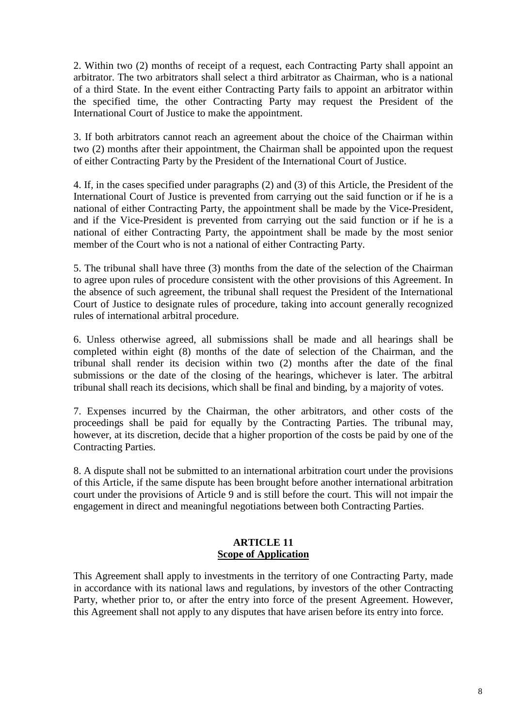2. Within two (2) months of receipt of a request, each Contracting Party shall appoint an arbitrator. The two arbitrators shall select a third arbitrator as Chairman, who is a national of a third State. In the event either Contracting Party fails to appoint an arbitrator within the specified time, the other Contracting Party may request the President of the International Court of Justice to make the appointment.

3. If both arbitrators cannot reach an agreement about the choice of the Chairman within two (2) months after their appointment, the Chairman shall be appointed upon the request of either Contracting Party by the President of the International Court of Justice.

4. If, in the cases specified under paragraphs (2) and (3) of this Article, the President of the International Court of Justice is prevented from carrying out the said function or if he is a national of either Contracting Party, the appointment shall be made by the Vice-President, and if the Vice-President is prevented from carrying out the said function or if he is a national of either Contracting Party, the appointment shall be made by the most senior member of the Court who is not a national of either Contracting Party.

5. The tribunal shall have three (3) months from the date of the selection of the Chairman to agree upon rules of procedure consistent with the other provisions of this Agreement. In the absence of such agreement, the tribunal shall request the President of the International Court of Justice to designate rules of procedure, taking into account generally recognized rules of international arbitral procedure.

6. Unless otherwise agreed, all submissions shall be made and all hearings shall be completed within eight (8) months of the date of selection of the Chairman, and the tribunal shall render its decision within two (2) months after the date of the final submissions or the date of the closing of the hearings, whichever is later. The arbitral tribunal shall reach its decisions, which shall be final and binding, by a majority of votes.

7. Expenses incurred by the Chairman, the other arbitrators, and other costs of the proceedings shall be paid for equally by the Contracting Parties. The tribunal may, however, at its discretion, decide that a higher proportion of the costs be paid by one of the Contracting Parties.

8. A dispute shall not be submitted to an international arbitration court under the provisions of this Article, if the same dispute has been brought before another international arbitration court under the provisions of Article 9 and is still before the court. This will not impair the engagement in direct and meaningful negotiations between both Contracting Parties.

## ARTICLE 11
## Scope of Application

This Agreement shall apply to investments in the territory of one Contracting Party, made in accordance with its national laws and regulations, by investors of the other Contracting Party, whether prior to, or after the entry into force of the present Agreement. However, this Agreement shall not apply to any disputes that have arisen before its entry into force.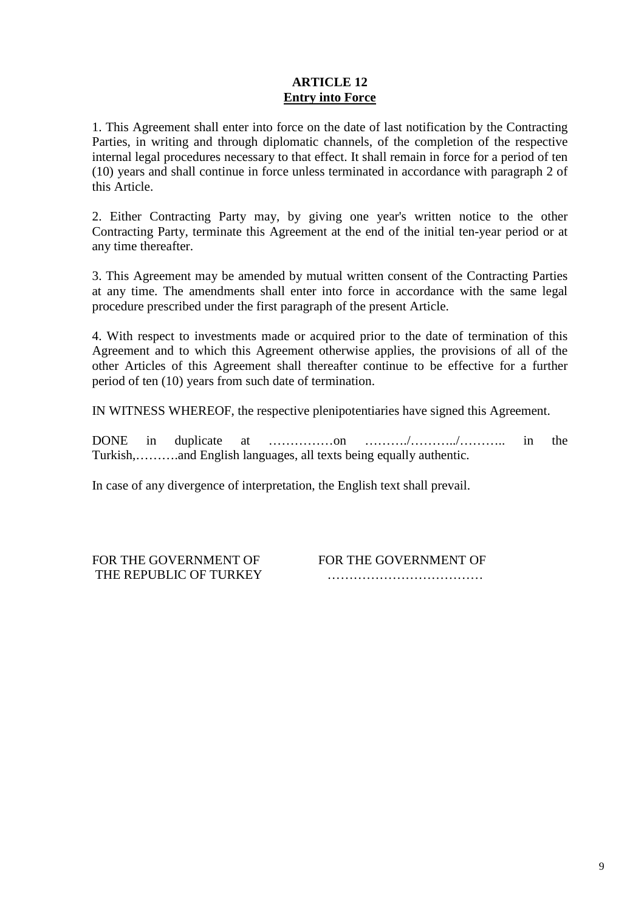**ARTICLE 12**
**Entry into Force**

1. This Agreement shall enter into force on the date of last notification by the Contracting Parties, in writing and through diplomatic channels, of the completion of the respective internal legal procedures necessary to that effect. It shall remain in force for a period of ten (10) years and shall continue in force unless terminated in accordance with paragraph 2 of this Article.

2. Either Contracting Party may, by giving one year's written notice to the other Contracting Party, terminate this Agreement at the end of the initial ten-year period or at any time thereafter.

3. This Agreement may be amended by mutual written consent of the Contracting Parties at any time. The amendments shall enter into force in accordance with the same legal procedure prescribed under the first paragraph of the present Article.

4. With respect to investments made or acquired prior to the date of termination of this Agreement and to which this Agreement otherwise applies, the provisions of all of the other Articles of this Agreement shall thereafter continue to be effective for a further period of ten (10) years from such date of termination.

IN WITNESS WHEREOF, the respective plenipotentiaries have signed this Agreement.

DONE in duplicate at ……………on ………./………../……….. in the Turkish,……….and English languages, all texts being equally authentic.

In case of any divergence of interpretation, the English text shall prevail.

| | |
|---|---|
| FOR THE GOVERNMENT OF THE REPUBLIC OF TURKEY | FOR THE GOVERNMENT OF ……………………………… |